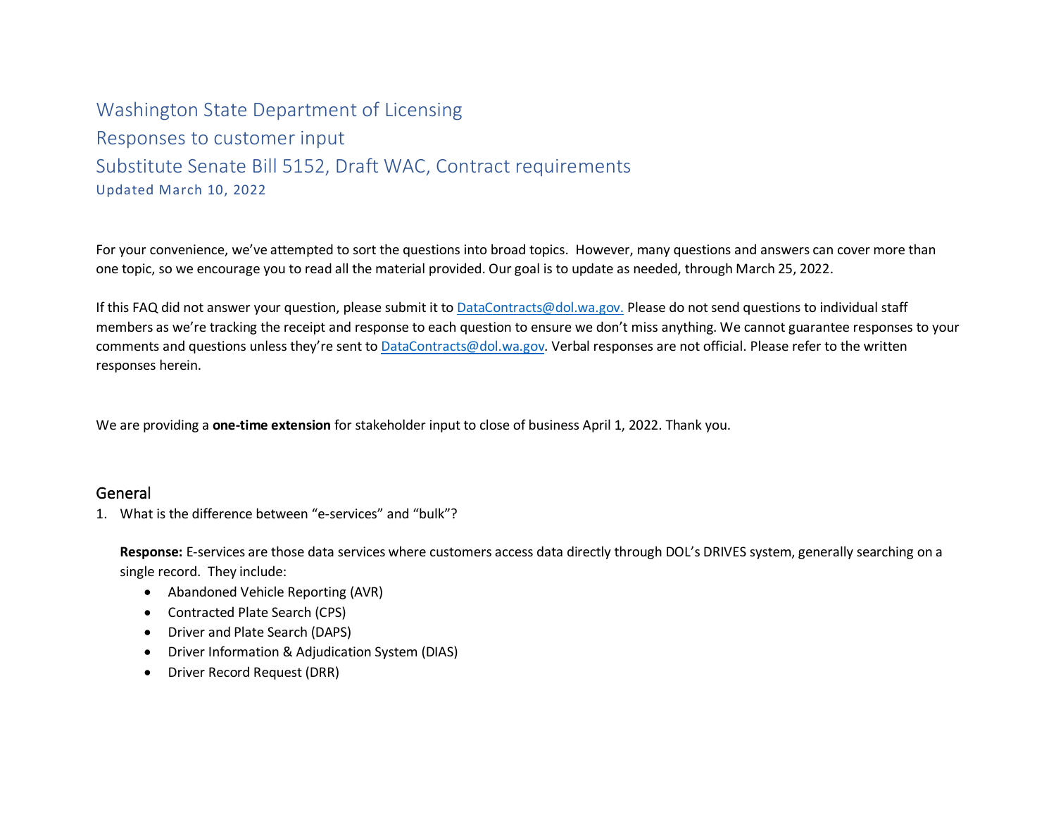# Washington State Department of Licensing

## Responses to customer input

## Substitute Senate Bill 5152, Draft WAC, Contract requirements

Updated March 10, 2022

For your convenience, we've attempted to sort the questions into broad topics. However, many questions and answers can cover more than one topic, so we encourage you to read all the material provided. Our goal is to update as needed, through March 25, 2022.

If this FAQ did not answer your question, please submit it to DataContracts@dol.wa.gov. Please do not send questions to individual staff members as we're tracking the receipt and response to each question to ensure we don't miss anything. We cannot guarantee responses to your comments and questions unless they're sent to DataContracts@dol.wa.gov. Verbal responses are not official. Please refer to the written responses herein.

We are providing a **one-time extension** for stakeholder input to close of business April 1, 2022. Thank you.

## General

1. What is the difference between "e-services" and "bulk"?

   **Response:** E-services are those data services where customers access data directly through DOL's DRIVES system, generally searching on a single record. They include:

   - Abandoned Vehicle Reporting (AVR)
   - Contracted Plate Search (CPS)
   - Driver and Plate Search (DAPS)
   - Driver Information & Adjudication System (DIAS)
   - Driver Record Request (DRR)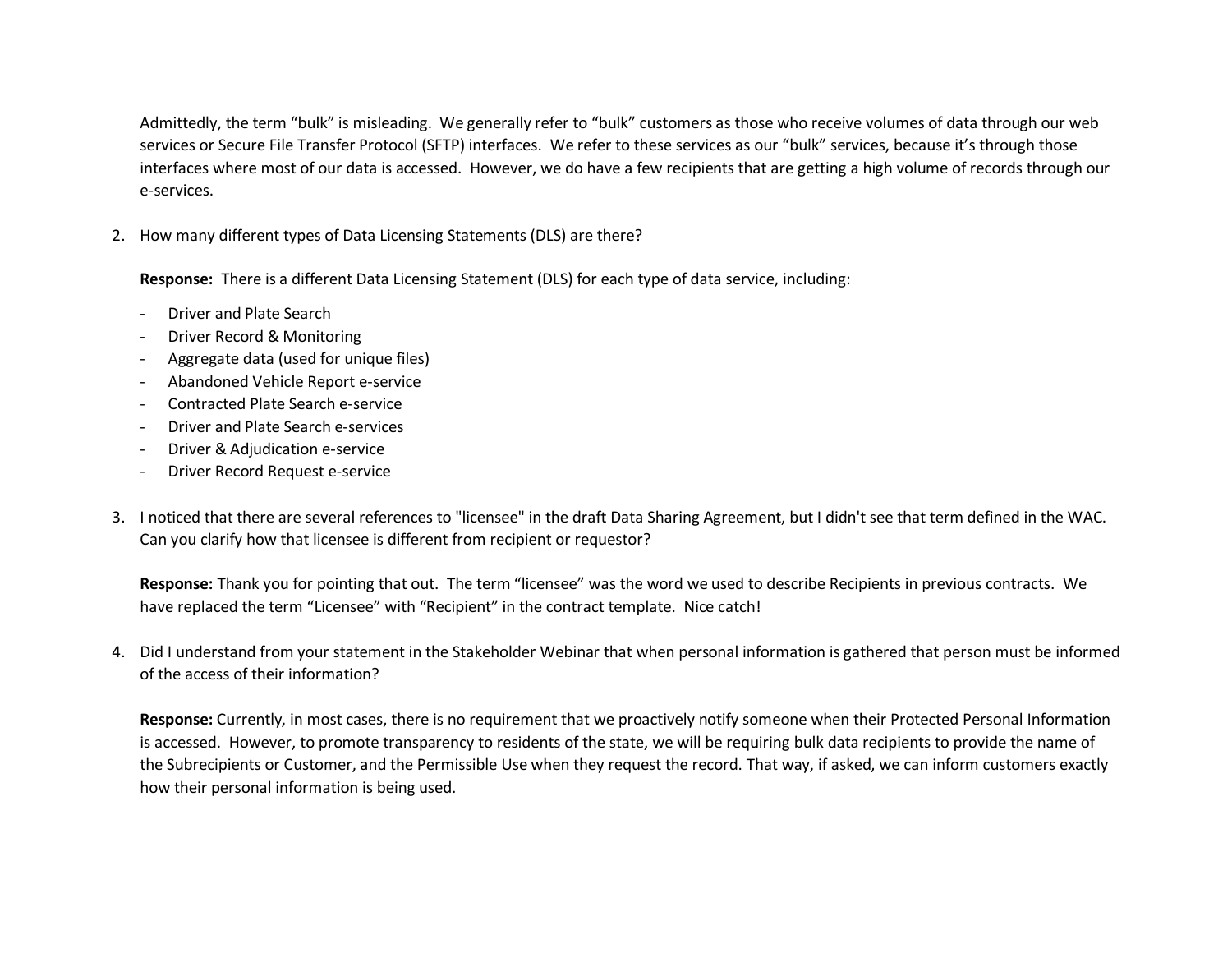Admittedly, the term "bulk" is misleading. We generally refer to "bulk" customers as those who receive volumes of data through our web services or Secure File Transfer Protocol (SFTP) interfaces. We refer to these services as our "bulk" services, because it's through those interfaces where most of our data is accessed. However, we do have a few recipients that are getting a high volume of records through our e-services.

2. How many different types of Data Licensing Statements (DLS) are there?

   **Response:** There is a different Data Licensing Statement (DLS) for each type of data service, including:

   - Driver and Plate Search
   - Driver Record & Monitoring
   - Aggregate data (used for unique files)
   - Abandoned Vehicle Report e-service
   - Contracted Plate Search e-service
   - Driver and Plate Search e-services
   - Driver & Adjudication e-service
   - Driver Record Request e-service

3. I noticed that there are several references to "licensee" in the draft Data Sharing Agreement, but I didn't see that term defined in the WAC. Can you clarify how that licensee is different from recipient or requestor?

   **Response:** Thank you for pointing that out. The term "licensee" was the word we used to describe Recipients in previous contracts. We have replaced the term "Licensee" with "Recipient" in the contract template. Nice catch!

4. Did I understand from your statement in the Stakeholder Webinar that when personal information is gathered that person must be informed of the access of their information?

   **Response:** Currently, in most cases, there is no requirement that we proactively notify someone when their Protected Personal Information is accessed. However, to promote transparency to residents of the state, we will be requiring bulk data recipients to provide the name of the Subrecipients or Customer, and the Permissible Use when they request the record. That way, if asked, we can inform customers exactly how their personal information is being used.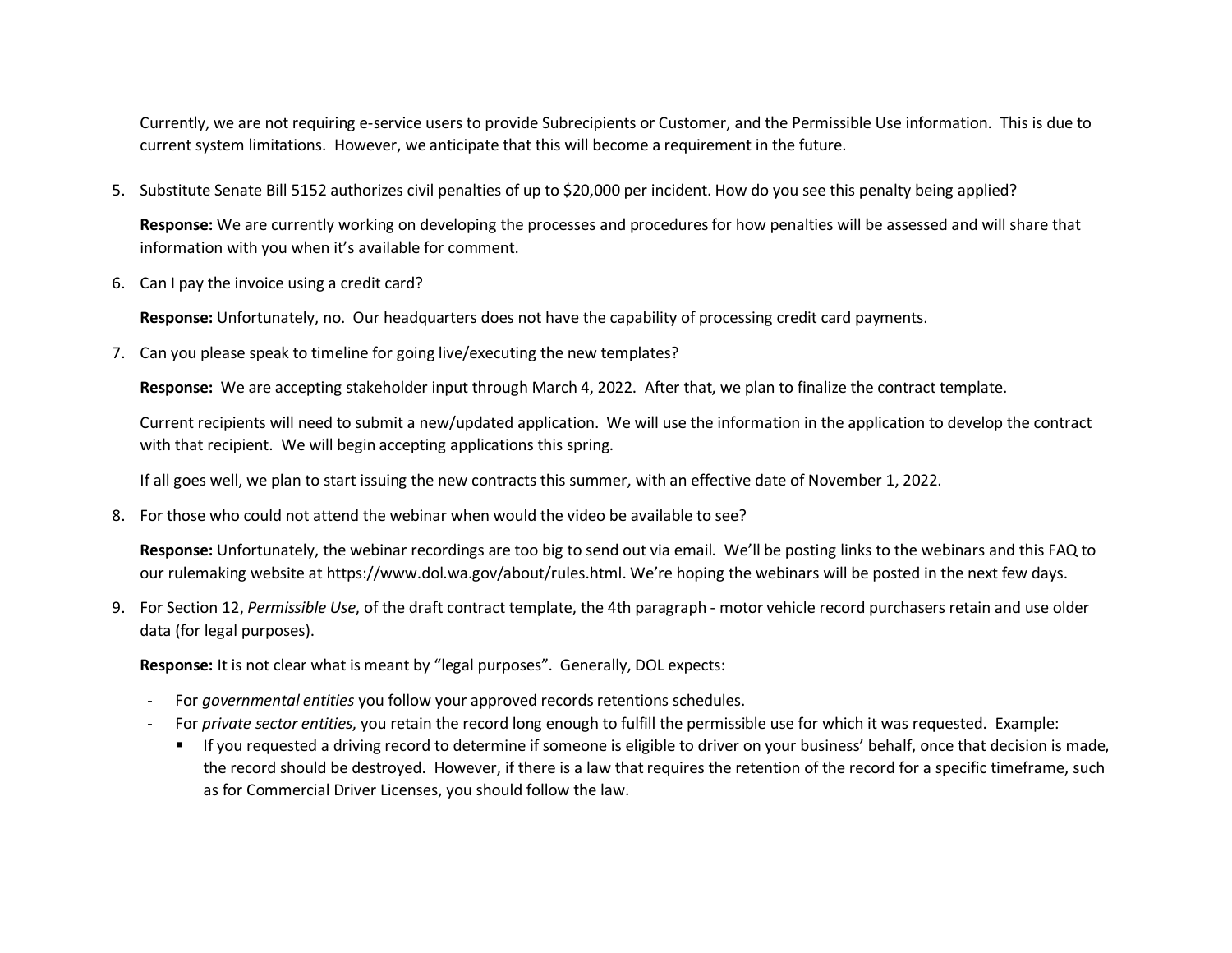Currently, we are not requiring e-service users to provide Subrecipients or Customer, and the Permissible Use information. This is due to current system limitations. However, we anticipate that this will become a requirement in the future.

5. Substitute Senate Bill 5152 authorizes civil penalties of up to $20,000 per incident. How do you see this penalty being applied?

   **Response:** We are currently working on developing the processes and procedures for how penalties will be assessed and will share that information with you when it's available for comment.

6. Can I pay the invoice using a credit card?

   **Response:** Unfortunately, no. Our headquarters does not have the capability of processing credit card payments.

7. Can you please speak to timeline for going live/executing the new templates?

   **Response:** We are accepting stakeholder input through March 4, 2022. After that, we plan to finalize the contract template.

   Current recipients will need to submit a new/updated application. We will use the information in the application to develop the contract with that recipient. We will begin accepting applications this spring.

   If all goes well, we plan to start issuing the new contracts this summer, with an effective date of November 1, 2022.

8. For those who could not attend the webinar when would the video be available to see?

   **Response:** Unfortunately, the webinar recordings are too big to send out via email. We'll be posting links to the webinars and this FAQ to our rulemaking website at https://www.dol.wa.gov/about/rules.html. We're hoping the webinars will be posted in the next few days.

9. For Section 12, *Permissible Use*, of the draft contract template, the 4th paragraph - motor vehicle record purchasers retain and use older data (for legal purposes).

   **Response:** It is not clear what is meant by "legal purposes". Generally, DOL expects:

   - For *governmental entities* you follow your approved records retentions schedules.
   - For *private sector entities*, you retain the record long enough to fulfill the permissible use for which it was requested. Example:
     - If you requested a driving record to determine if someone is eligible to driver on your business' behalf, once that decision is made, the record should be destroyed. However, if there is a law that requires the retention of the record for a specific timeframe, such as for Commercial Driver Licenses, you should follow the law.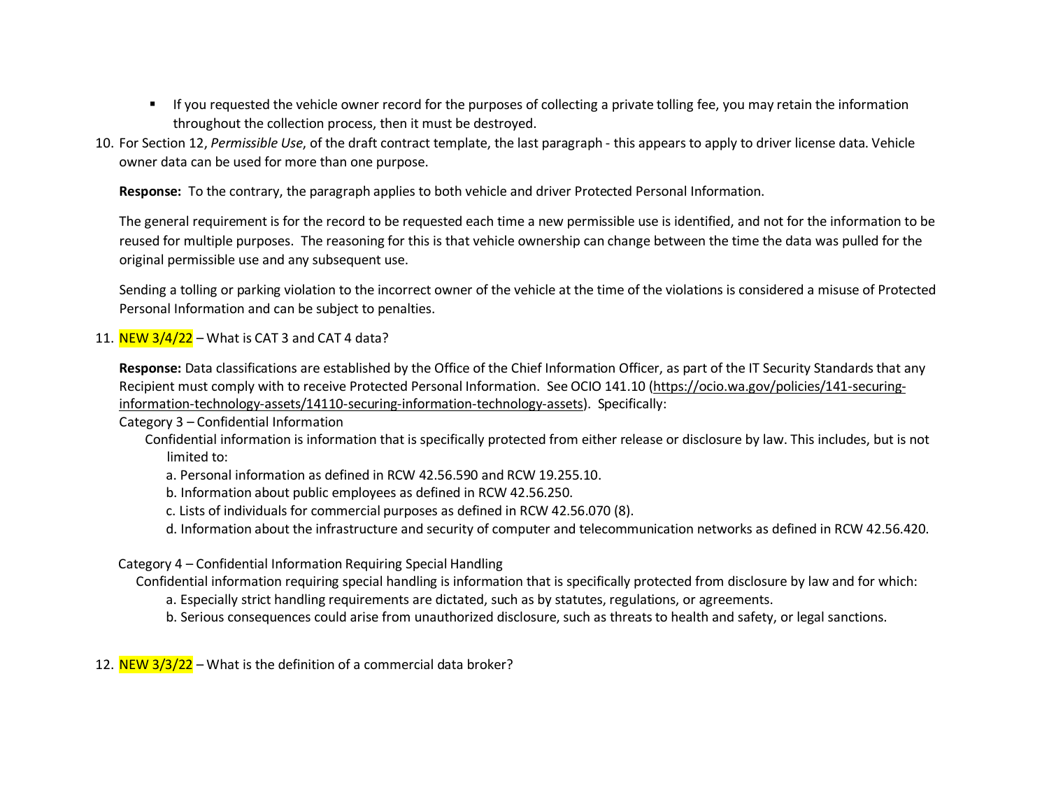- If you requested the vehicle owner record for the purposes of collecting a private tolling fee, you may retain the information throughout the collection process, then it must be destroyed.

10. For Section 12, *Permissible Use*, of the draft contract template, the last paragraph - this appears to apply to driver license data. Vehicle owner data can be used for more than one purpose.

    **Response:** To the contrary, the paragraph applies to both vehicle and driver Protected Personal Information.

    The general requirement is for the record to be requested each time a new permissible use is identified, and not for the information to be reused for multiple purposes. The reasoning for this is that vehicle ownership can change between the time the data was pulled for the original permissible use and any subsequent use.

    Sending a tolling or parking violation to the incorrect owner of the vehicle at the time of the violations is considered a misuse of Protected Personal Information and can be subject to penalties.

11. NEW 3/4/22 – What is CAT 3 and CAT 4 data?

    **Response:** Data classifications are established by the Office of the Chief Information Officer, as part of the IT Security Standards that any Recipient must comply with to receive Protected Personal Information. See OCIO 141.10 (https://ocio.wa.gov/policies/141-securing-information-technology-assets/14110-securing-information-technology-assets). Specifically:

    Category 3 – Confidential Information

    Confidential information is information that is specifically protected from either release or disclosure by law. This includes, but is not limited to:

    a. Personal information as defined in RCW 42.56.590 and RCW 19.255.10.
    b. Information about public employees as defined in RCW 42.56.250.
    c. Lists of individuals for commercial purposes as defined in RCW 42.56.070 (8).
    d. Information about the infrastructure and security of computer and telecommunication networks as defined in RCW 42.56.420.

    Category 4 – Confidential Information Requiring Special Handling

    Confidential information requiring special handling is information that is specifically protected from disclosure by law and for which:

    a. Especially strict handling requirements are dictated, such as by statutes, regulations, or agreements.
    b. Serious consequences could arise from unauthorized disclosure, such as threats to health and safety, or legal sanctions.

12. NEW 3/3/22 – What is the definition of a commercial data broker?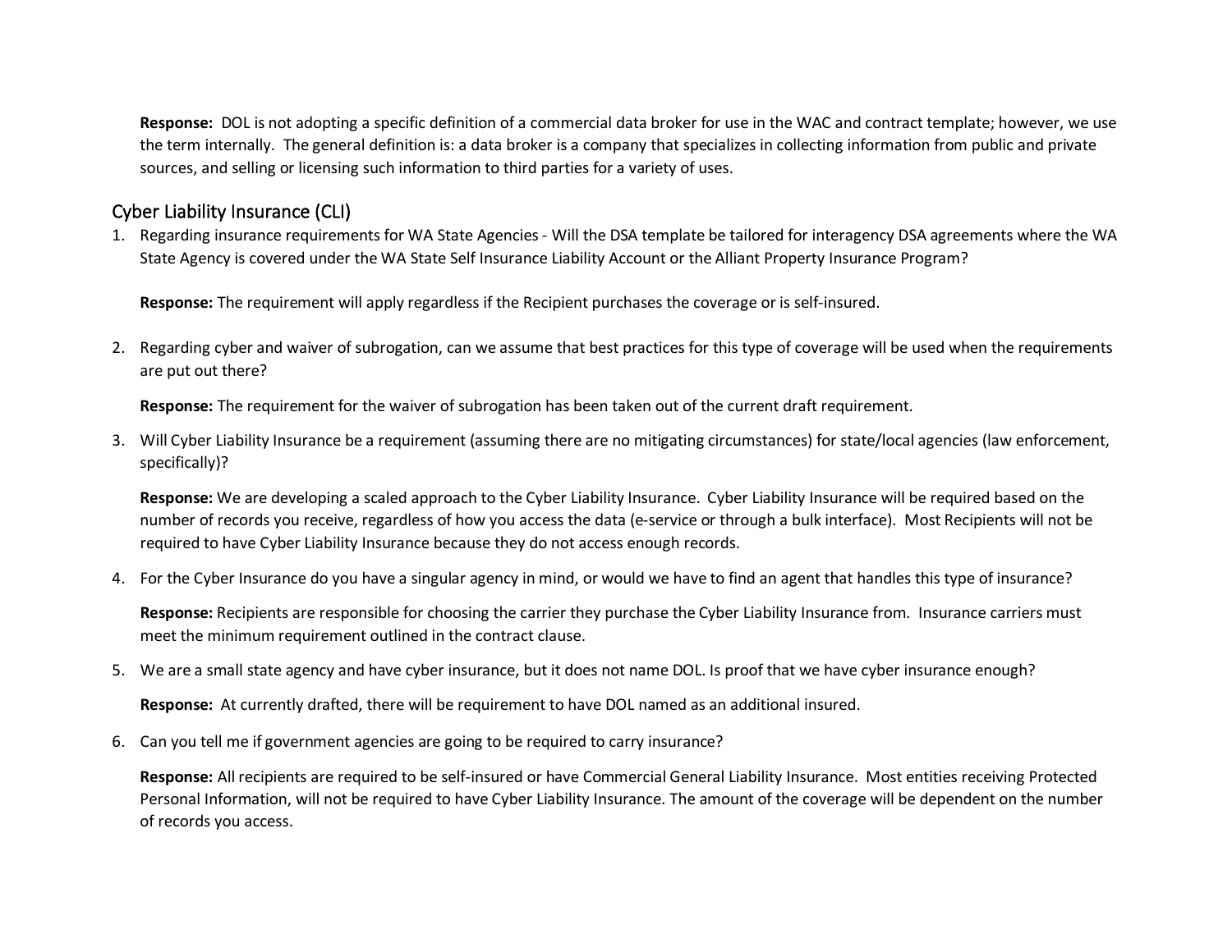**Response:** DOL is not adopting a specific definition of a commercial data broker for use in the WAC and contract template; however, we use the term internally. The general definition is: a data broker is a company that specializes in collecting information from public and private sources, and selling or licensing such information to third parties for a variety of uses.

## Cyber Liability Insurance (CLI)

1. Regarding insurance requirements for WA State Agencies - Will the DSA template be tailored for interagency DSA agreements where the WA State Agency is covered under the WA State Self Insurance Liability Account or the Alliant Property Insurance Program?

   **Response:** The requirement will apply regardless if the Recipient purchases the coverage or is self-insured.

2. Regarding cyber and waiver of subrogation, can we assume that best practices for this type of coverage will be used when the requirements are put out there?

   **Response:** The requirement for the waiver of subrogation has been taken out of the current draft requirement.

3. Will Cyber Liability Insurance be a requirement (assuming there are no mitigating circumstances) for state/local agencies (law enforcement, specifically)?

   **Response:** We are developing a scaled approach to the Cyber Liability Insurance. Cyber Liability Insurance will be required based on the number of records you receive, regardless of how you access the data (e-service or through a bulk interface). Most Recipients will not be required to have Cyber Liability Insurance because they do not access enough records.

4. For the Cyber Insurance do you have a singular agency in mind, or would we have to find an agent that handles this type of insurance?

   **Response:** Recipients are responsible for choosing the carrier they purchase the Cyber Liability Insurance from. Insurance carriers must meet the minimum requirement outlined in the contract clause.

5. We are a small state agency and have cyber insurance, but it does not name DOL. Is proof that we have cyber insurance enough?

   **Response:** At currently drafted, there will be requirement to have DOL named as an additional insured.

6. Can you tell me if government agencies are going to be required to carry insurance?

   **Response:** All recipients are required to be self-insured or have Commercial General Liability Insurance. Most entities receiving Protected Personal Information, will not be required to have Cyber Liability Insurance. The amount of the coverage will be dependent on the number of records you access.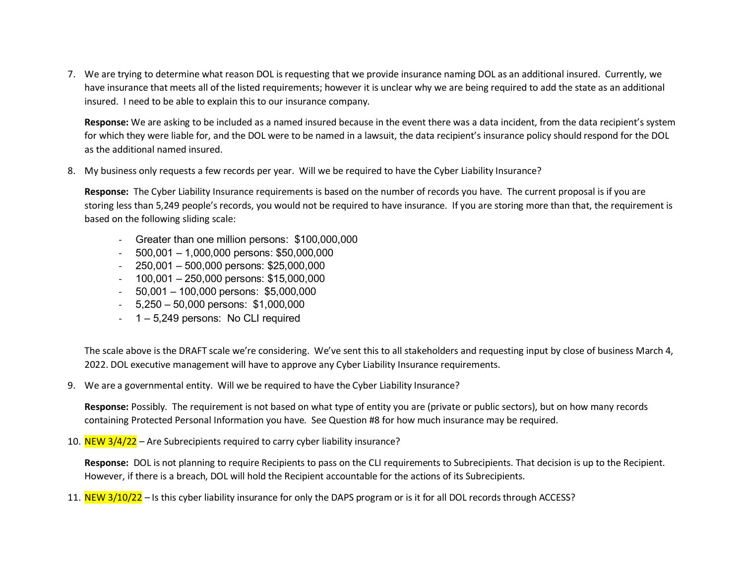7. We are trying to determine what reason DOL is requesting that we provide insurance naming DOL as an additional insured. Currently, we have insurance that meets all of the listed requirements; however it is unclear why we are being required to add the state as an additional insured. I need to be able to explain this to our insurance company.

   **Response:** We are asking to be included as a named insured because in the event there was a data incident, from the data recipient's system for which they were liable for, and the DOL were to be named in a lawsuit, the data recipient's insurance policy should respond for the DOL as the additional named insured.

8. My business only requests a few records per year. Will we be required to have the Cyber Liability Insurance?

   **Response:** The Cyber Liability Insurance requirements is based on the number of records you have. The current proposal is if you are storing less than 5,249 people's records, you would not be required to have insurance. If you are storing more than that, the requirement is based on the following sliding scale:

   - Greater than one million persons: $100,000,000
   - 500,001 – 1,000,000 persons: $50,000,000
   - 250,001 – 500,000 persons: $25,000,000
   - 100,001 – 250,000 persons: $15,000,000
   - 50,001 – 100,000 persons: $5,000,000
   - 5,250 – 50,000 persons: $1,000,000
   - 1 – 5,249 persons: No CLI required

   The scale above is the DRAFT scale we're considering. We've sent this to all stakeholders and requesting input by close of business March 4, 2022. DOL executive management will have to approve any Cyber Liability Insurance requirements.

9. We are a governmental entity. Will we be required to have the Cyber Liability Insurance?

   **Response:** Possibly. The requirement is not based on what type of entity you are (private or public sectors), but on how many records containing Protected Personal Information you have. See Question #8 for how much insurance may be required.

10. NEW 3/4/22 – Are Subrecipients required to carry cyber liability insurance?

    **Response:** DOL is not planning to require Recipients to pass on the CLI requirements to Subrecipients. That decision is up to the Recipient. However, if there is a breach, DOL will hold the Recipient accountable for the actions of its Subrecipients.

11. NEW 3/10/22 – Is this cyber liability insurance for only the DAPS program or is it for all DOL records through ACCESS?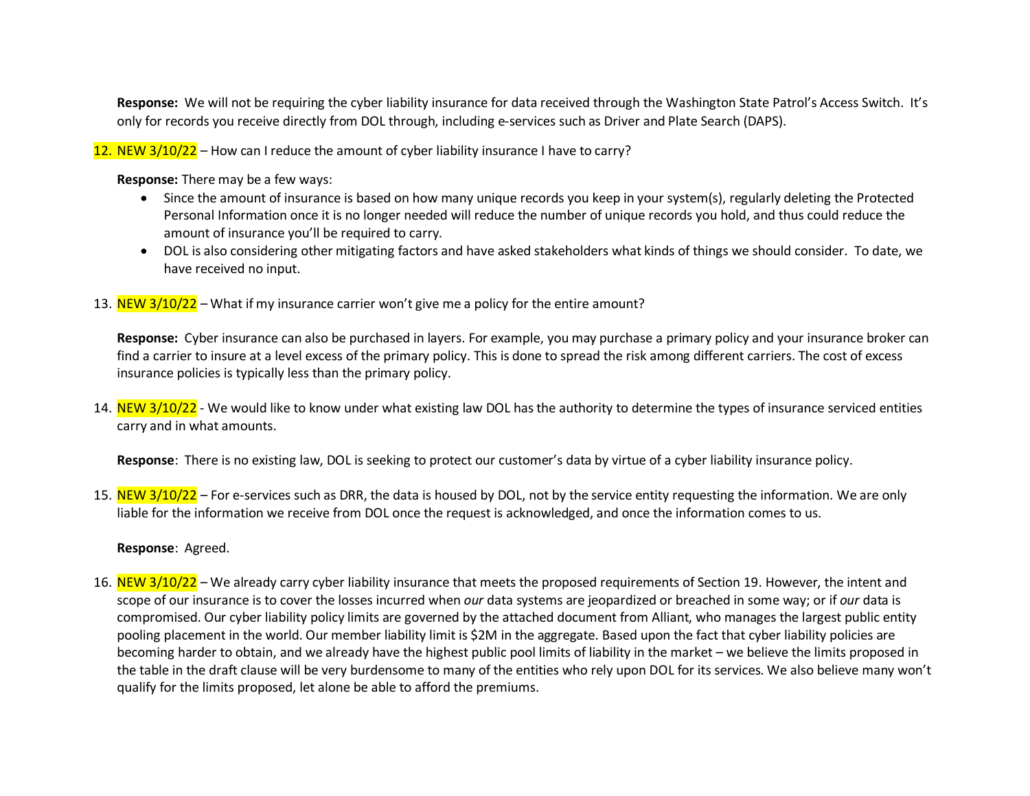**Response:** We will not be requiring the cyber liability insurance for data received through the Washington State Patrol's Access Switch. It's only for records you receive directly from DOL through, including e-services such as Driver and Plate Search (DAPS).

12. NEW 3/10/22 – How can I reduce the amount of cyber liability insurance I have to carry?

    **Response:** There may be a few ways:
    - Since the amount of insurance is based on how many unique records you keep in your system(s), regularly deleting the Protected Personal Information once it is no longer needed will reduce the number of unique records you hold, and thus could reduce the amount of insurance you'll be required to carry.
    - DOL is also considering other mitigating factors and have asked stakeholders what kinds of things we should consider. To date, we have received no input.

13. NEW 3/10/22 – What if my insurance carrier won't give me a policy for the entire amount?

    **Response:** Cyber insurance can also be purchased in layers. For example, you may purchase a primary policy and your insurance broker can find a carrier to insure at a level excess of the primary policy. This is done to spread the risk among different carriers. The cost of excess insurance policies is typically less than the primary policy.

14. NEW 3/10/22 - We would like to know under what existing law DOL has the authority to determine the types of insurance serviced entities carry and in what amounts.

    **Response**: There is no existing law, DOL is seeking to protect our customer's data by virtue of a cyber liability insurance policy.

15. NEW 3/10/22 – For e-services such as DRR, the data is housed by DOL, not by the service entity requesting the information. We are only liable for the information we receive from DOL once the request is acknowledged, and once the information comes to us.

    **Response**: Agreed.

16. NEW 3/10/22 – We already carry cyber liability insurance that meets the proposed requirements of Section 19. However, the intent and scope of our insurance is to cover the losses incurred when *our* data systems are jeopardized or breached in some way; or if *our* data is compromised. Our cyber liability policy limits are governed by the attached document from Alliant, who manages the largest public entity pooling placement in the world. Our member liability limit is $2M in the aggregate. Based upon the fact that cyber liability policies are becoming harder to obtain, and we already have the highest public pool limits of liability in the market – we believe the limits proposed in the table in the draft clause will be very burdensome to many of the entities who rely upon DOL for its services. We also believe many won't qualify for the limits proposed, let alone be able to afford the premiums.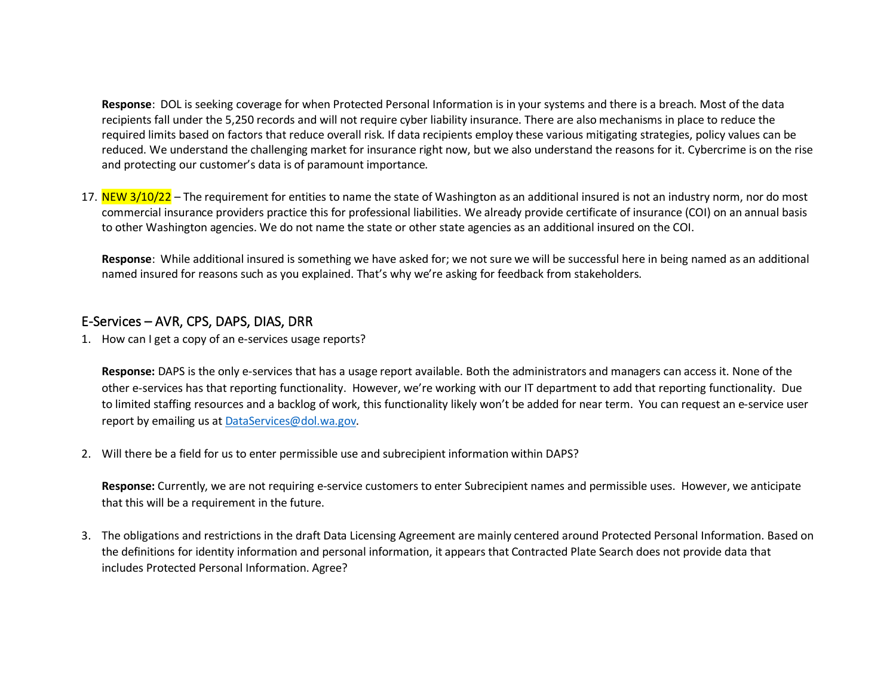**Response**: DOL is seeking coverage for when Protected Personal Information is in your systems and there is a breach. Most of the data recipients fall under the 5,250 records and will not require cyber liability insurance. There are also mechanisms in place to reduce the required limits based on factors that reduce overall risk. If data recipients employ these various mitigating strategies, policy values can be reduced. We understand the challenging market for insurance right now, but we also understand the reasons for it. Cybercrime is on the rise and protecting our customer's data is of paramount importance.

17. NEW 3/10/22 – The requirement for entities to name the state of Washington as an additional insured is not an industry norm, nor do most commercial insurance providers practice this for professional liabilities. We already provide certificate of insurance (COI) on an annual basis to other Washington agencies. We do not name the state or other state agencies as an additional insured on the COI.

    **Response**: While additional insured is something we have asked for; we not sure we will be successful here in being named as an additional named insured for reasons such as you explained. That's why we're asking for feedback from stakeholders.

## E-Services – AVR, CPS, DAPS, DIAS, DRR

1. How can I get a copy of an e-services usage reports?

   **Response:** DAPS is the only e-services that has a usage report available. Both the administrators and managers can access it. None of the other e-services has that reporting functionality. However, we're working with our IT department to add that reporting functionality. Due to limited staffing resources and a backlog of work, this functionality likely won't be added for near term. You can request an e-service user report by emailing us at DataServices@dol.wa.gov.

2. Will there be a field for us to enter permissible use and subrecipient information within DAPS?

   **Response:** Currently, we are not requiring e-service customers to enter Subrecipient names and permissible uses. However, we anticipate that this will be a requirement in the future.

3. The obligations and restrictions in the draft Data Licensing Agreement are mainly centered around Protected Personal Information. Based on the definitions for identity information and personal information, it appears that Contracted Plate Search does not provide data that includes Protected Personal Information. Agree?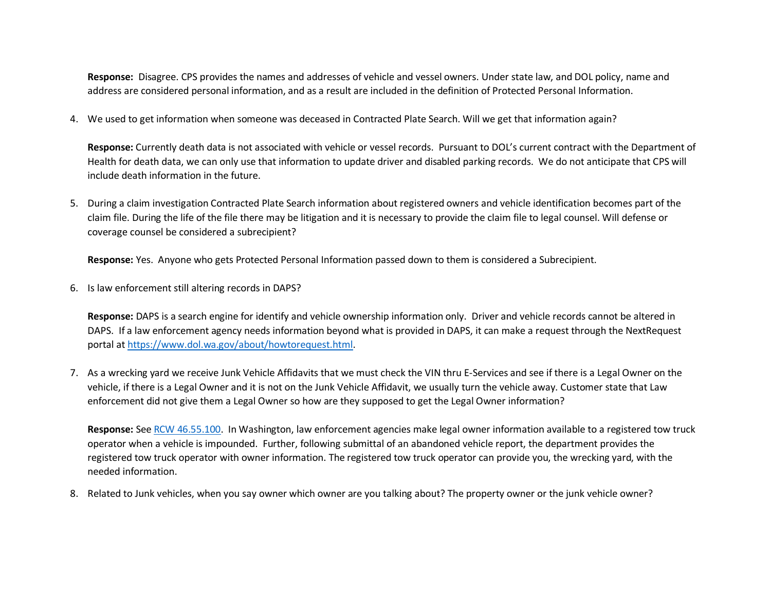**Response:** Disagree. CPS provides the names and addresses of vehicle and vessel owners. Under state law, and DOL policy, name and address are considered personal information, and as a result are included in the definition of Protected Personal Information.

4. We used to get information when someone was deceased in Contracted Plate Search. Will we get that information again?

   **Response:** Currently death data is not associated with vehicle or vessel records. Pursuant to DOL's current contract with the Department of Health for death data, we can only use that information to update driver and disabled parking records. We do not anticipate that CPS will include death information in the future.

5. During a claim investigation Contracted Plate Search information about registered owners and vehicle identification becomes part of the claim file. During the life of the file there may be litigation and it is necessary to provide the claim file to legal counsel. Will defense or coverage counsel be considered a subrecipient?

   **Response:** Yes. Anyone who gets Protected Personal Information passed down to them is considered a Subrecipient.

6. Is law enforcement still altering records in DAPS?

   **Response:** DAPS is a search engine for identify and vehicle ownership information only. Driver and vehicle records cannot be altered in DAPS. If a law enforcement agency needs information beyond what is provided in DAPS, it can make a request through the NextRequest portal at [https://www.dol.wa.gov/about/howtorequest.html](https://www.dol.wa.gov/about/howtorequest.html).

7. As a wrecking yard we receive Junk Vehicle Affidavits that we must check the VIN thru E-Services and see if there is a Legal Owner on the vehicle, if there is a Legal Owner and it is not on the Junk Vehicle Affidavit, we usually turn the vehicle away. Customer state that Law enforcement did not give them a Legal Owner so how are they supposed to get the Legal Owner information?

   **Response:** See RCW 46.55.100. In Washington, law enforcement agencies make legal owner information available to a registered tow truck operator when a vehicle is impounded. Further, following submittal of an abandoned vehicle report, the department provides the registered tow truck operator with owner information. The registered tow truck operator can provide you, the wrecking yard, with the needed information.

8. Related to Junk vehicles, when you say owner which owner are you talking about? The property owner or the junk vehicle owner?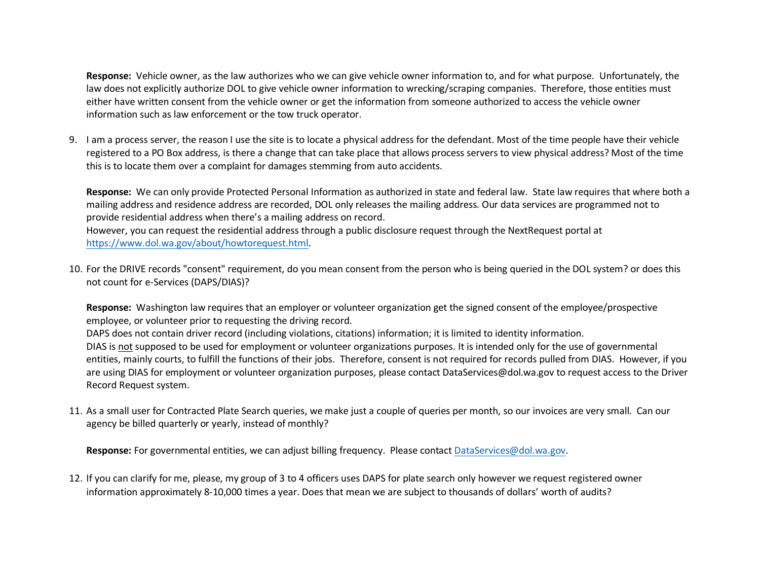**Response:** Vehicle owner, as the law authorizes who we can give vehicle owner information to, and for what purpose. Unfortunately, the law does not explicitly authorize DOL to give vehicle owner information to wrecking/scraping companies. Therefore, those entities must either have written consent from the vehicle owner or get the information from someone authorized to access the vehicle owner information such as law enforcement or the tow truck operator.

9. I am a process server, the reason I use the site is to locate a physical address for the defendant. Most of the time people have their vehicle registered to a PO Box address, is there a change that can take place that allows process servers to view physical address? Most of the time this is to locate them over a complaint for damages stemming from auto accidents.

   **Response:** We can only provide Protected Personal Information as authorized in state and federal law. State law requires that where both a mailing address and residence address are recorded, DOL only releases the mailing address. Our data services are programmed not to provide residential address when there's a mailing address on record.
   However, you can request the residential address through a public disclosure request through the NextRequest portal at https://www.dol.wa.gov/about/howtorequest.html.

10. For the DRIVE records "consent" requirement, do you mean consent from the person who is being queried in the DOL system? or does this not count for e-Services (DAPS/DIAS)?

    **Response:** Washington law requires that an employer or volunteer organization get the signed consent of the employee/prospective employee, or volunteer prior to requesting the driving record.
    DAPS does not contain driver record (including violations, citations) information; it is limited to identity information.
    DIAS is not supposed to be used for employment or volunteer organizations purposes. It is intended only for the use of governmental entities, mainly courts, to fulfill the functions of their jobs. Therefore, consent is not required for records pulled from DIAS. However, if you are using DIAS for employment or volunteer organization purposes, please contact DataServices@dol.wa.gov to request access to the Driver Record Request system.

11. As a small user for Contracted Plate Search queries, we make just a couple of queries per month, so our invoices are very small. Can our agency be billed quarterly or yearly, instead of monthly?

    **Response:** For governmental entities, we can adjust billing frequency. Please contact DataServices@dol.wa.gov.

12. If you can clarify for me, please, my group of 3 to 4 officers uses DAPS for plate search only however we request registered owner information approximately 8-10,000 times a year. Does that mean we are subject to thousands of dollars' worth of audits?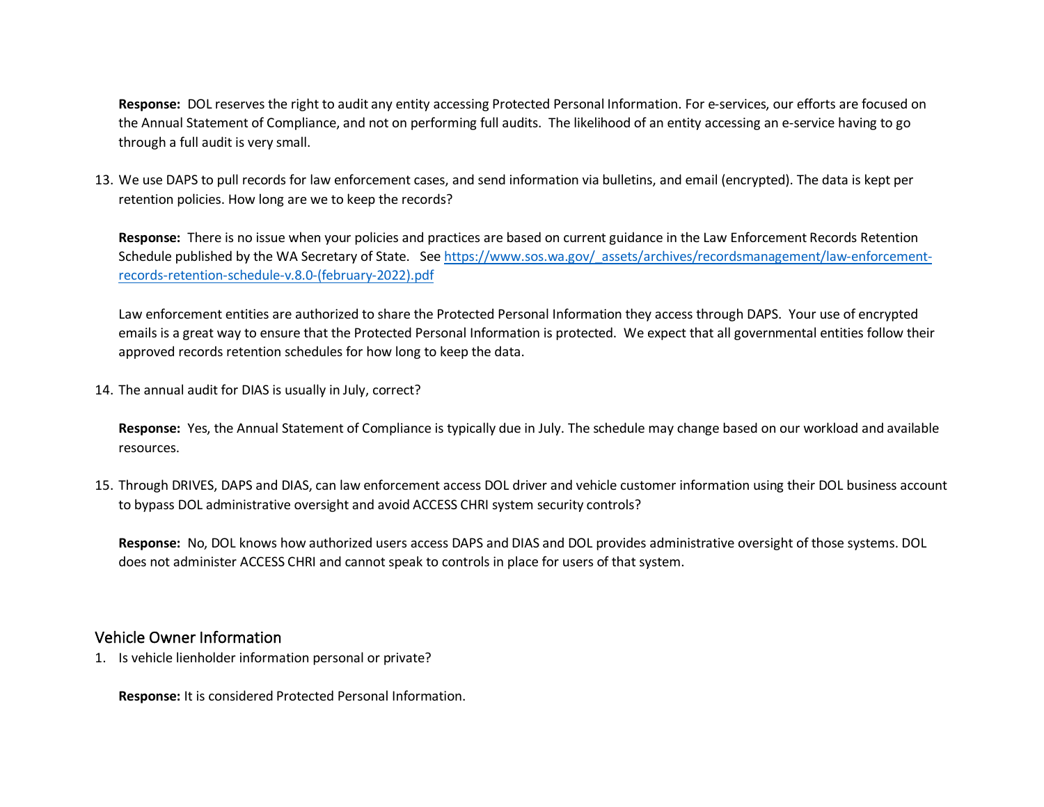**Response:** DOL reserves the right to audit any entity accessing Protected Personal Information. For e-services, our efforts are focused on the Annual Statement of Compliance, and not on performing full audits. The likelihood of an entity accessing an e-service having to go through a full audit is very small.

13. We use DAPS to pull records for law enforcement cases, and send information via bulletins, and email (encrypted). The data is kept per retention policies. How long are we to keep the records?

    **Response:** There is no issue when your policies and practices are based on current guidance in the Law Enforcement Records Retention Schedule published by the WA Secretary of State. See [https://www.sos.wa.gov/_assets/archives/recordsmanagement/law-enforcement-records-retention-schedule-v.8.0-(february-2022).pdf](https://www.sos.wa.gov/_assets/archives/recordsmanagement/law-enforcement-records-retention-schedule-v.8.0-(february-2022).pdf)

    Law enforcement entities are authorized to share the Protected Personal Information they access through DAPS. Your use of encrypted emails is a great way to ensure that the Protected Personal Information is protected. We expect that all governmental entities follow their approved records retention schedules for how long to keep the data.

14. The annual audit for DIAS is usually in July, correct?

    **Response:** Yes, the Annual Statement of Compliance is typically due in July. The schedule may change based on our workload and available resources.

15. Through DRIVES, DAPS and DIAS, can law enforcement access DOL driver and vehicle customer information using their DOL business account to bypass DOL administrative oversight and avoid ACCESS CHRI system security controls?

    **Response:** No, DOL knows how authorized users access DAPS and DIAS and DOL provides administrative oversight of those systems. DOL does not administer ACCESS CHRI and cannot speak to controls in place for users of that system.

## Vehicle Owner Information

1. Is vehicle lienholder information personal or private?

   **Response:** It is considered Protected Personal Information.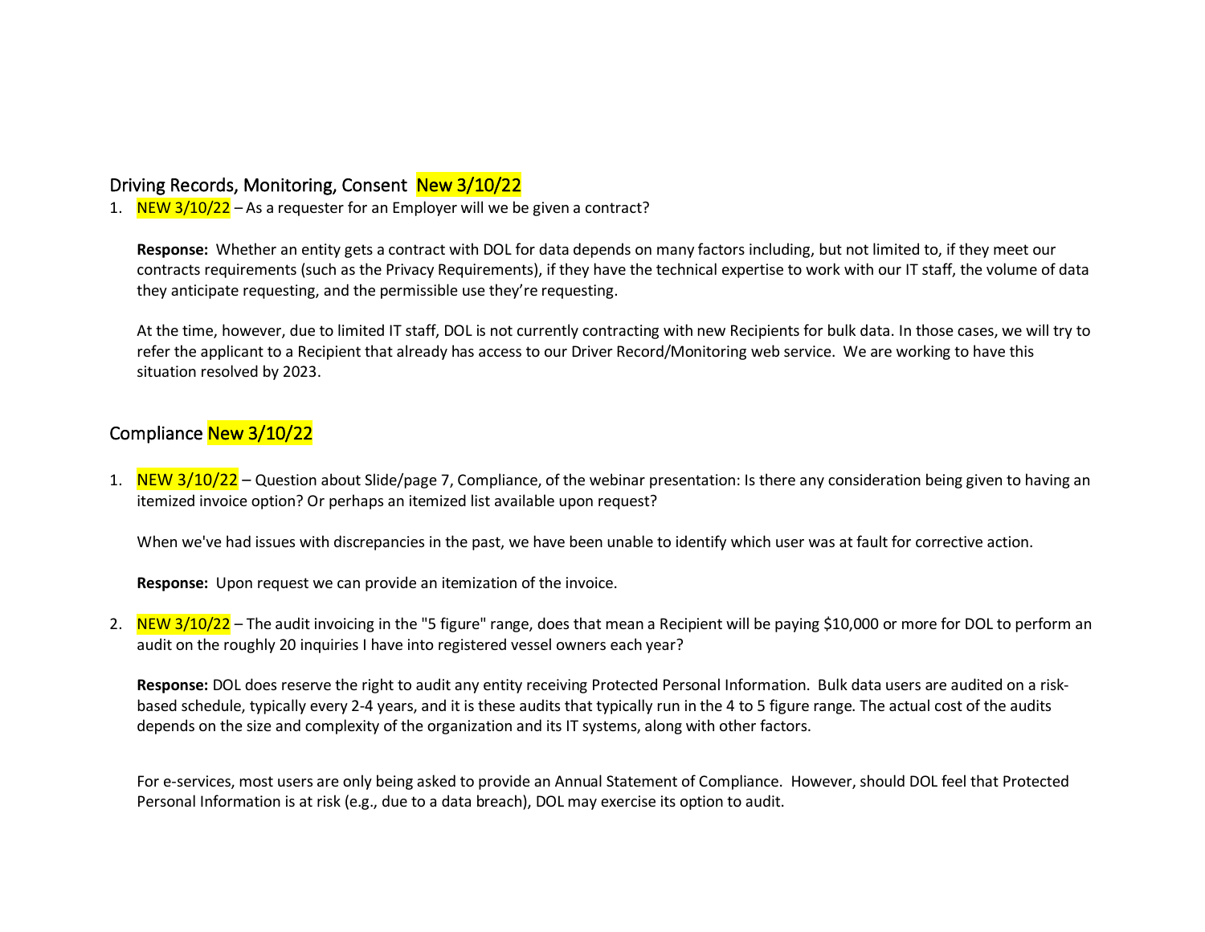## Driving Records, Monitoring, Consent New 3/10/22

1. NEW 3/10/22 – As a requester for an Employer will we be given a contract?

   **Response:** Whether an entity gets a contract with DOL for data depends on many factors including, but not limited to, if they meet our contracts requirements (such as the Privacy Requirements), if they have the technical expertise to work with our IT staff, the volume of data they anticipate requesting, and the permissible use they're requesting.

   At the time, however, due to limited IT staff, DOL is not currently contracting with new Recipients for bulk data. In those cases, we will try to refer the applicant to a Recipient that already has access to our Driver Record/Monitoring web service. We are working to have this situation resolved by 2023.

## Compliance New 3/10/22

1. NEW 3/10/22 – Question about Slide/page 7, Compliance, of the webinar presentation: Is there any consideration being given to having an itemized invoice option? Or perhaps an itemized list available upon request?

   When we've had issues with discrepancies in the past, we have been unable to identify which user was at fault for corrective action.

   **Response:** Upon request we can provide an itemization of the invoice.

2. NEW 3/10/22 – The audit invoicing in the "5 figure" range, does that mean a Recipient will be paying $10,000 or more for DOL to perform an audit on the roughly 20 inquiries I have into registered vessel owners each year?

   **Response:** DOL does reserve the right to audit any entity receiving Protected Personal Information. Bulk data users are audited on a risk-based schedule, typically every 2-4 years, and it is these audits that typically run in the 4 to 5 figure range. The actual cost of the audits depends on the size and complexity of the organization and its IT systems, along with other factors.

   For e-services, most users are only being asked to provide an Annual Statement of Compliance. However, should DOL feel that Protected Personal Information is at risk (e.g., due to a data breach), DOL may exercise its option to audit.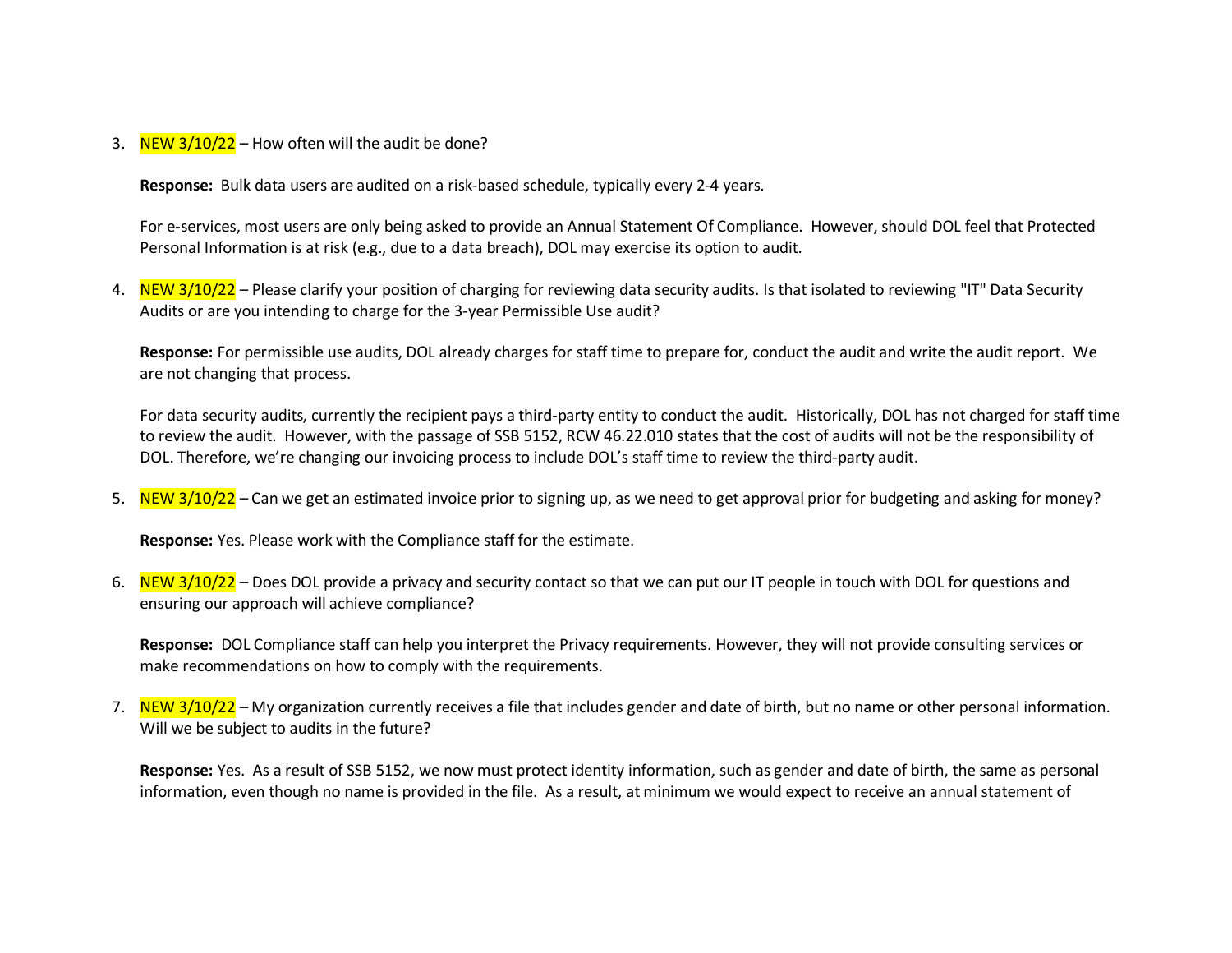3. NEW 3/10/22 – How often will the audit be done?

   **Response:** Bulk data users are audited on a risk-based schedule, typically every 2-4 years.

   For e-services, most users are only being asked to provide an Annual Statement Of Compliance. However, should DOL feel that Protected Personal Information is at risk (e.g., due to a data breach), DOL may exercise its option to audit.

4. NEW 3/10/22 – Please clarify your position of charging for reviewing data security audits. Is that isolated to reviewing "IT" Data Security Audits or are you intending to charge for the 3-year Permissible Use audit?

   **Response:** For permissible use audits, DOL already charges for staff time to prepare for, conduct the audit and write the audit report. We are not changing that process.

   For data security audits, currently the recipient pays a third-party entity to conduct the audit. Historically, DOL has not charged for staff time to review the audit. However, with the passage of SSB 5152, RCW 46.22.010 states that the cost of audits will not be the responsibility of DOL. Therefore, we're changing our invoicing process to include DOL's staff time to review the third-party audit.

5. NEW 3/10/22 – Can we get an estimated invoice prior to signing up, as we need to get approval prior for budgeting and asking for money?

   **Response:** Yes. Please work with the Compliance staff for the estimate.

6. NEW 3/10/22 – Does DOL provide a privacy and security contact so that we can put our IT people in touch with DOL for questions and ensuring our approach will achieve compliance?

   **Response:** DOL Compliance staff can help you interpret the Privacy requirements. However, they will not provide consulting services or make recommendations on how to comply with the requirements.

7. NEW 3/10/22 – My organization currently receives a file that includes gender and date of birth, but no name or other personal information. Will we be subject to audits in the future?

   **Response:** Yes. As a result of SSB 5152, we now must protect identity information, such as gender and date of birth, the same as personal information, even though no name is provided in the file. As a result, at minimum we would expect to receive an annual statement of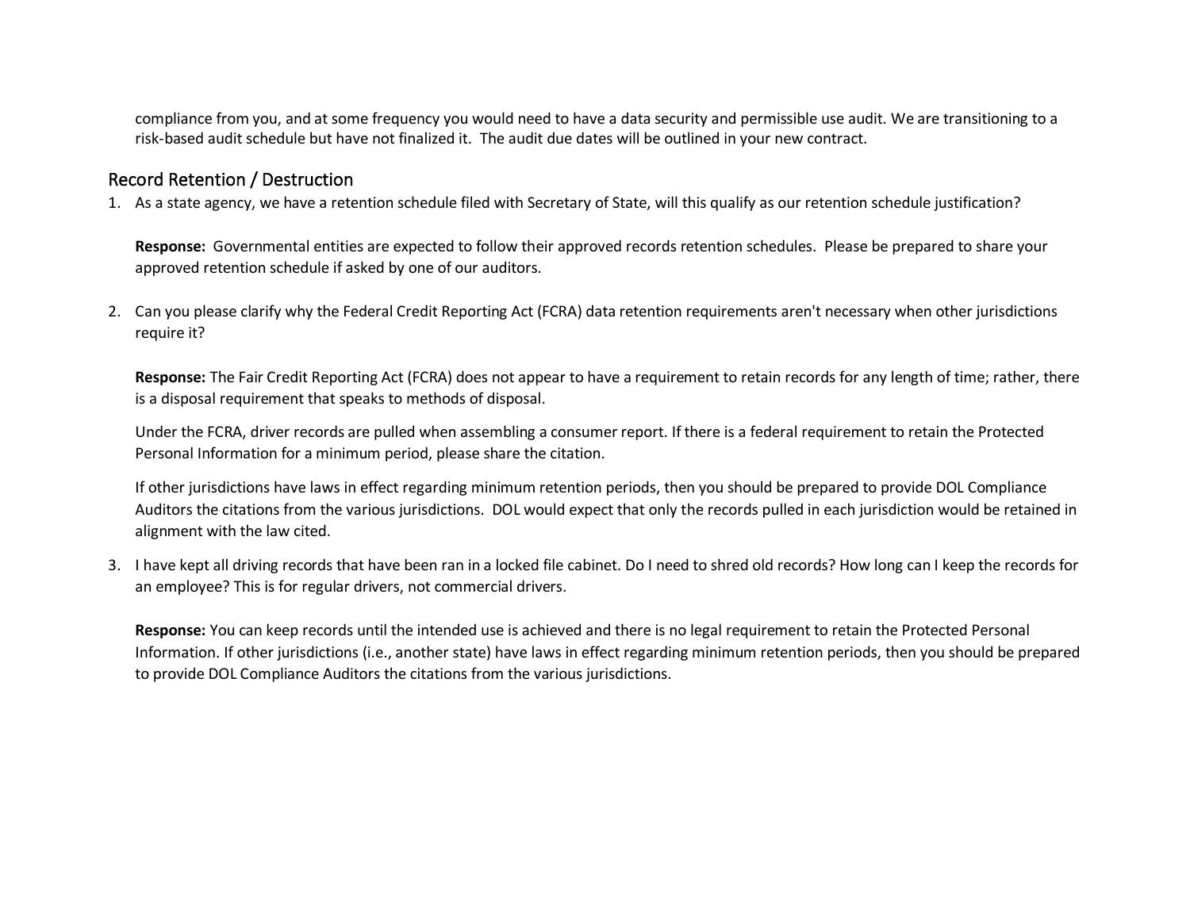compliance from you, and at some frequency you would need to have a data security and permissible use audit. We are transitioning to a risk-based audit schedule but have not finalized it. The audit due dates will be outlined in your new contract.

## Record Retention / Destruction

1. As a state agency, we have a retention schedule filed with Secretary of State, will this qualify as our retention schedule justification?

   **Response:** Governmental entities are expected to follow their approved records retention schedules. Please be prepared to share your approved retention schedule if asked by one of our auditors.

2. Can you please clarify why the Federal Credit Reporting Act (FCRA) data retention requirements aren't necessary when other jurisdictions require it?

   **Response:** The Fair Credit Reporting Act (FCRA) does not appear to have a requirement to retain records for any length of time; rather, there is a disposal requirement that speaks to methods of disposal.

   Under the FCRA, driver records are pulled when assembling a consumer report. If there is a federal requirement to retain the Protected Personal Information for a minimum period, please share the citation.

   If other jurisdictions have laws in effect regarding minimum retention periods, then you should be prepared to provide DOL Compliance Auditors the citations from the various jurisdictions. DOL would expect that only the records pulled in each jurisdiction would be retained in alignment with the law cited.

3. I have kept all driving records that have been ran in a locked file cabinet. Do I need to shred old records? How long can I keep the records for an employee? This is for regular drivers, not commercial drivers.

   **Response:** You can keep records until the intended use is achieved and there is no legal requirement to retain the Protected Personal Information. If other jurisdictions (i.e., another state) have laws in effect regarding minimum retention periods, then you should be prepared to provide DOL Compliance Auditors the citations from the various jurisdictions.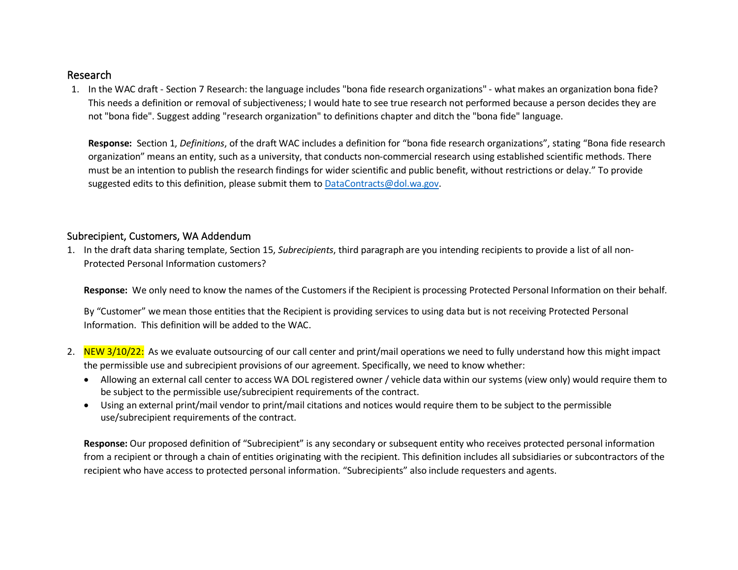## Research

1. In the WAC draft - Section 7 Research: the language includes "bona fide research organizations" - what makes an organization bona fide? This needs a definition or removal of subjectiveness; I would hate to see true research not performed because a person decides they are not "bona fide". Suggest adding "research organization" to definitions chapter and ditch the "bona fide" language.

   **Response:** Section 1, *Definitions*, of the draft WAC includes a definition for "bona fide research organizations", stating "Bona fide research organization" means an entity, such as a university, that conducts non-commercial research using established scientific methods. There must be an intention to publish the research findings for wider scientific and public benefit, without restrictions or delay." To provide suggested edits to this definition, please submit them to [DataContracts@dol.wa.gov](mailto:DataContracts@dol.wa.gov).

## Subrecipient, Customers, WA Addendum

1. In the draft data sharing template, Section 15, *Subrecipients*, third paragraph are you intending recipients to provide a list of all non-Protected Personal Information customers?

   **Response:** We only need to know the names of the Customers if the Recipient is processing Protected Personal Information on their behalf.

   By "Customer" we mean those entities that the Recipient is providing services to using data but is not receiving Protected Personal Information. This definition will be added to the WAC.

2. NEW 3/10/22: As we evaluate outsourcing of our call center and print/mail operations we need to fully understand how this might impact the permissible use and subrecipient provisions of our agreement. Specifically, we need to know whether:
   - Allowing an external call center to access WA DOL registered owner / vehicle data within our systems (view only) would require them to be subject to the permissible use/subrecipient requirements of the contract.
   - Using an external print/mail vendor to print/mail citations and notices would require them to be subject to the permissible use/subrecipient requirements of the contract.

   **Response:** Our proposed definition of "Subrecipient" is any secondary or subsequent entity who receives protected personal information from a recipient or through a chain of entities originating with the recipient. This definition includes all subsidiaries or subcontractors of the recipient who have access to protected personal information. "Subrecipients" also include requesters and agents.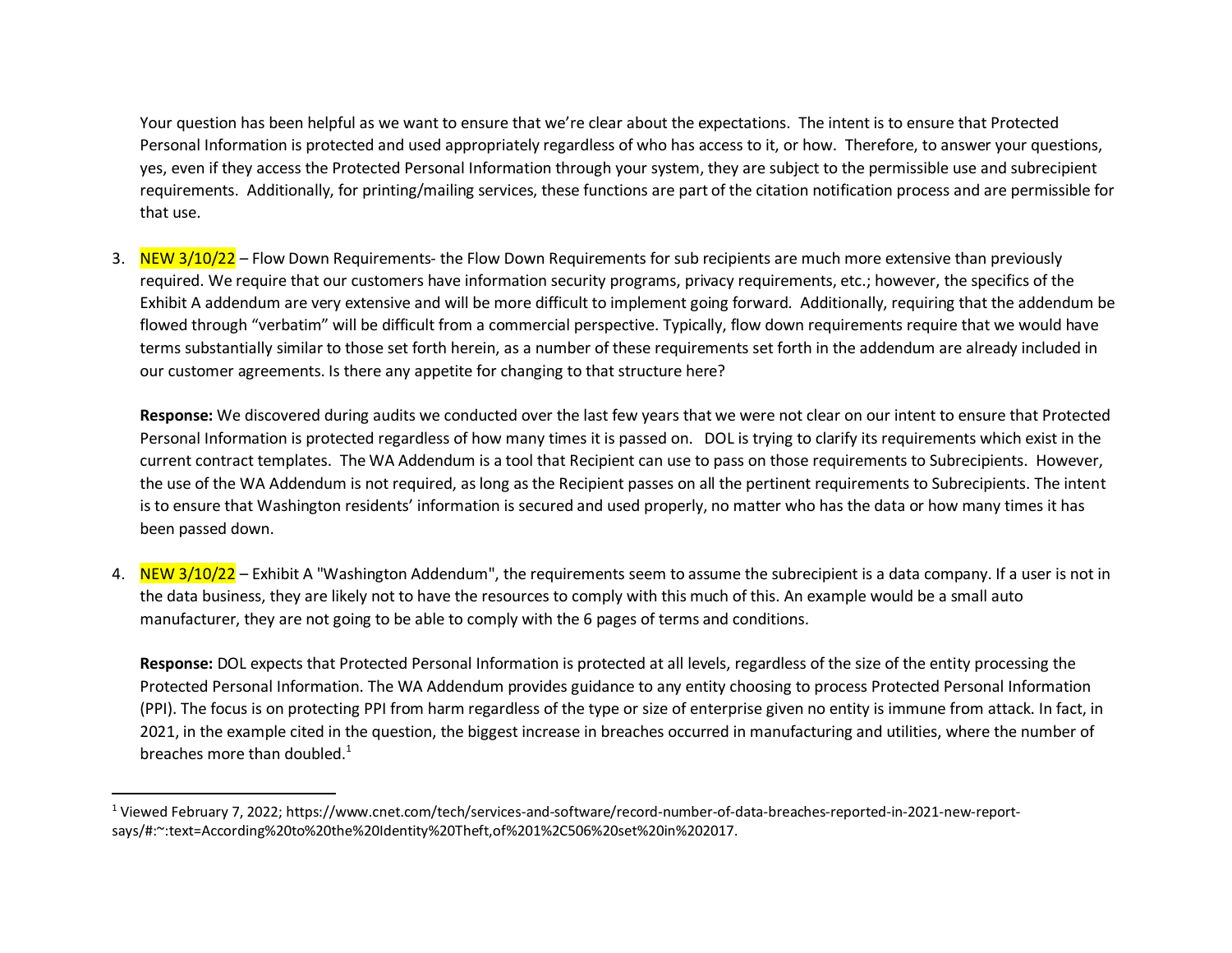Your question has been helpful as we want to ensure that we're clear about the expectations. The intent is to ensure that Protected Personal Information is protected and used appropriately regardless of who has access to it, or how. Therefore, to answer your questions, yes, even if they access the Protected Personal Information through your system, they are subject to the permissible use and subrecipient requirements. Additionally, for printing/mailing services, these functions are part of the citation notification process and are permissible for that use.

3. NEW 3/10/22 – Flow Down Requirements- the Flow Down Requirements for sub recipients are much more extensive than previously required. We require that our customers have information security programs, privacy requirements, etc.; however, the specifics of the Exhibit A addendum are very extensive and will be more difficult to implement going forward. Additionally, requiring that the addendum be flowed through "verbatim" will be difficult from a commercial perspective. Typically, flow down requirements require that we would have terms substantially similar to those set forth herein, as a number of these requirements set forth in the addendum are already included in our customer agreements. Is there any appetite for changing to that structure here?

   **Response:** We discovered during audits we conducted over the last few years that we were not clear on our intent to ensure that Protected Personal Information is protected regardless of how many times it is passed on. DOL is trying to clarify its requirements which exist in the current contract templates. The WA Addendum is a tool that Recipient can use to pass on those requirements to Subrecipients. However, the use of the WA Addendum is not required, as long as the Recipient passes on all the pertinent requirements to Subrecipients. The intent is to ensure that Washington residents' information is secured and used properly, no matter who has the data or how many times it has been passed down.

4. NEW 3/10/22 – Exhibit A "Washington Addendum", the requirements seem to assume the subrecipient is a data company. If a user is not in the data business, they are likely not to have the resources to comply with this much of this. An example would be a small auto manufacturer, they are not going to be able to comply with the 6 pages of terms and conditions.

   **Response:** DOL expects that Protected Personal Information is protected at all levels, regardless of the size of the entity processing the Protected Personal Information. The WA Addendum provides guidance to any entity choosing to process Protected Personal Information (PPI). The focus is on protecting PPI from harm regardless of the type or size of enterprise given no entity is immune from attack. In fact, in 2021, in the example cited in the question, the biggest increase in breaches occurred in manufacturing and utilities, where the number of breaches more than doubled.[1]

---

[1] Viewed February 7, 2022; https://www.cnet.com/tech/services-and-software/record-number-of-data-breaches-reported-in-2021-new-report-says/#:~:text=According%20to%20the%20Identity%20Theft,of%201%2C506%20set%20in%202017.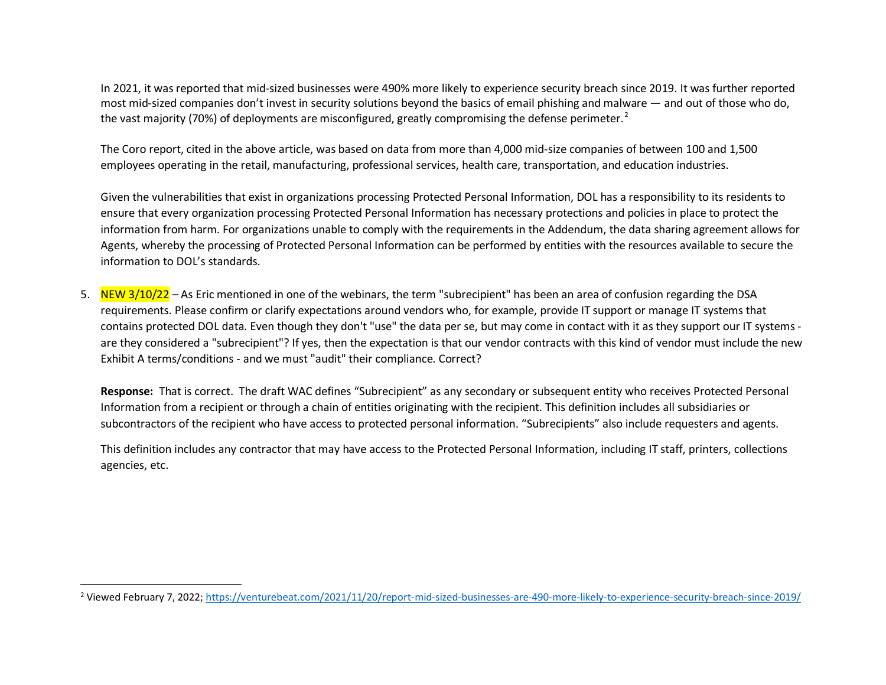In 2021, it was reported that mid-sized businesses were 490% more likely to experience security breach since 2019. It was further reported most mid-sized companies don't invest in security solutions beyond the basics of email phishing and malware — and out of those who do, the vast majority (70%) of deployments are misconfigured, greatly compromising the defense perimeter.[2]

The Coro report, cited in the above article, was based on data from more than 4,000 mid-size companies of between 100 and 1,500 employees operating in the retail, manufacturing, professional services, health care, transportation, and education industries.

Given the vulnerabilities that exist in organizations processing Protected Personal Information, DOL has a responsibility to its residents to ensure that every organization processing Protected Personal Information has necessary protections and policies in place to protect the information from harm. For organizations unable to comply with the requirements in the Addendum, the data sharing agreement allows for Agents, whereby the processing of Protected Personal Information can be performed by entities with the resources available to secure the information to DOL's standards.

5. NEW 3/10/22 – As Eric mentioned in one of the webinars, the term "subrecipient" has been an area of confusion regarding the DSA requirements. Please confirm or clarify expectations around vendors who, for example, provide IT support or manage IT systems that contains protected DOL data. Even though they don't "use" the data per se, but may come in contact with it as they support our IT systems - are they considered a "subrecipient"? If yes, then the expectation is that our vendor contracts with this kind of vendor must include the new Exhibit A terms/conditions - and we must "audit" their compliance. Correct?

   **Response:** That is correct. The draft WAC defines "Subrecipient" as any secondary or subsequent entity who receives Protected Personal Information from a recipient or through a chain of entities originating with the recipient. This definition includes all subsidiaries or subcontractors of the recipient who have access to protected personal information. "Subrecipients" also include requesters and agents.

   This definition includes any contractor that may have access to the Protected Personal Information, including IT staff, printers, collections agencies, etc.

---

[2] Viewed February 7, 2022; https://venturebeat.com/2021/11/20/report-mid-sized-businesses-are-490-more-likely-to-experience-security-breach-since-2019/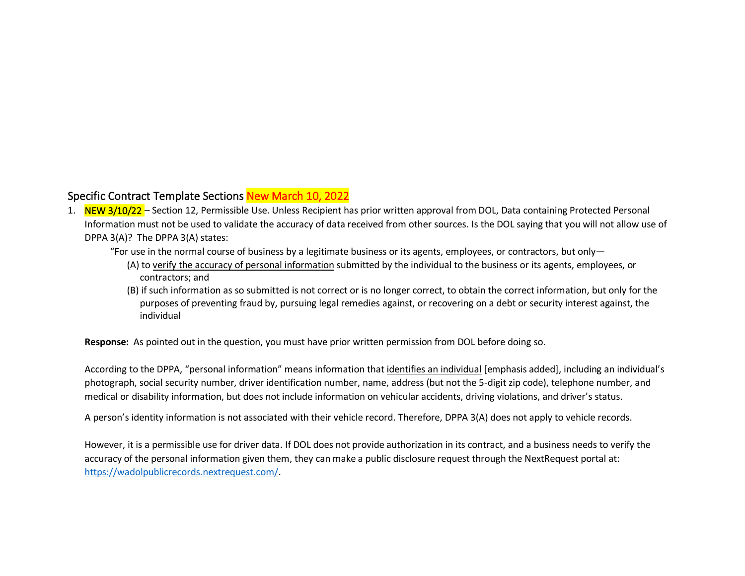## Specific Contract Template Sections New March 10, 2022

1. NEW 3/10/22 – Section 12, Permissible Use. Unless Recipient has prior written approval from DOL, Data containing Protected Personal Information must not be used to validate the accuracy of data received from other sources. Is the DOL saying that you will not allow use of DPPA 3(A)? The DPPA 3(A) states:

   > "For use in the normal course of business by a legitimate business or its agents, employees, or contractors, but only—
   >
   > (A) to verify the accuracy of personal information submitted by the individual to the business or its agents, employees, or contractors; and
   >
   > (B) if such information as so submitted is not correct or is no longer correct, to obtain the correct information, but only for the purposes of preventing fraud by, pursuing legal remedies against, or recovering on a debt or security interest against, the individual

   **Response:** As pointed out in the question, you must have prior written permission from DOL before doing so.

   According to the DPPA, "personal information" means information that identifies an individual [emphasis added], including an individual's photograph, social security number, driver identification number, name, address (but not the 5-digit zip code), telephone number, and medical or disability information, but does not include information on vehicular accidents, driving violations, and driver's status.

   A person's identity information is not associated with their vehicle record. Therefore, DPPA 3(A) does not apply to vehicle records.

   However, it is a permissible use for driver data. If DOL does not provide authorization in its contract, and a business needs to verify the accuracy of the personal information given them, they can make a public disclosure request through the NextRequest portal at: https://wadolpublicrecords.nextrequest.com/.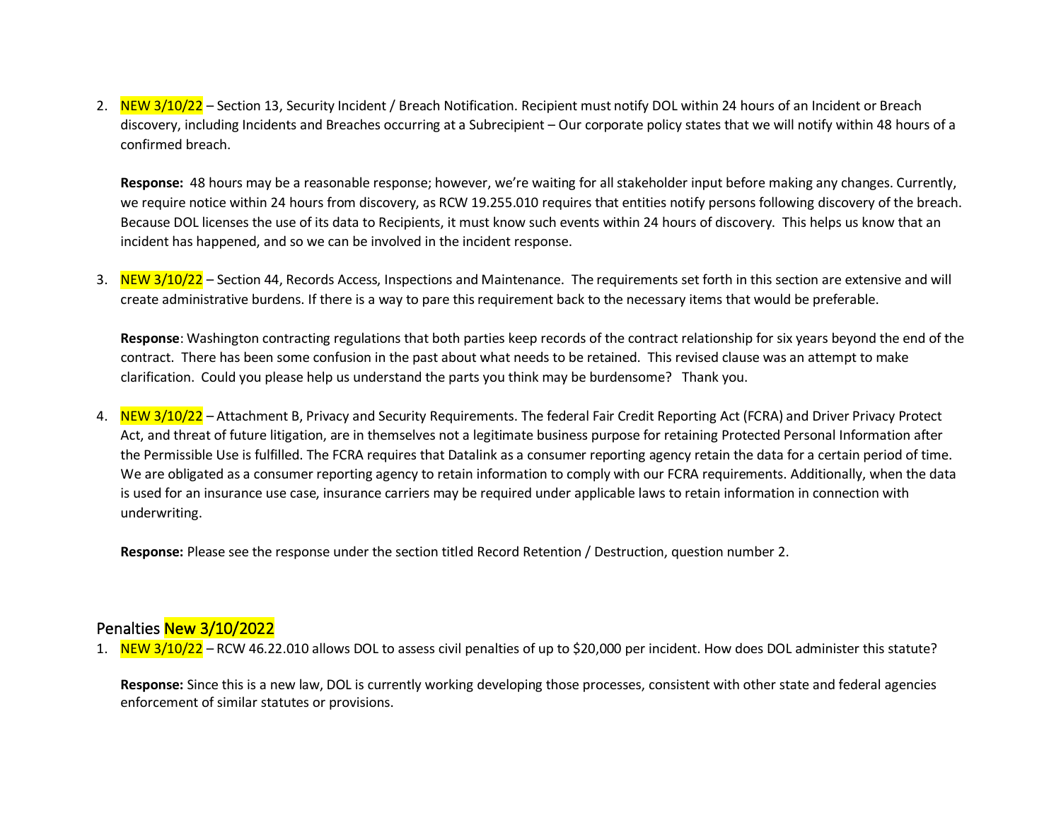2. NEW 3/10/22 – Section 13, Security Incident / Breach Notification. Recipient must notify DOL within 24 hours of an Incident or Breach discovery, including Incidents and Breaches occurring at a Subrecipient – Our corporate policy states that we will notify within 48 hours of a confirmed breach.

   **Response:** 48 hours may be a reasonable response; however, we're waiting for all stakeholder input before making any changes. Currently, we require notice within 24 hours from discovery, as RCW 19.255.010 requires that entities notify persons following discovery of the breach. Because DOL licenses the use of its data to Recipients, it must know such events within 24 hours of discovery. This helps us know that an incident has happened, and so we can be involved in the incident response.

3. NEW 3/10/22 – Section 44, Records Access, Inspections and Maintenance. The requirements set forth in this section are extensive and will create administrative burdens. If there is a way to pare this requirement back to the necessary items that would be preferable.

   **Response**: Washington contracting regulations that both parties keep records of the contract relationship for six years beyond the end of the contract. There has been some confusion in the past about what needs to be retained. This revised clause was an attempt to make clarification. Could you please help us understand the parts you think may be burdensome? Thank you.

4. NEW 3/10/22 – Attachment B, Privacy and Security Requirements. The federal Fair Credit Reporting Act (FCRA) and Driver Privacy Protect Act, and threat of future litigation, are in themselves not a legitimate business purpose for retaining Protected Personal Information after the Permissible Use is fulfilled. The FCRA requires that Datalink as a consumer reporting agency retain the data for a certain period of time. We are obligated as a consumer reporting agency to retain information to comply with our FCRA requirements. Additionally, when the data is used for an insurance use case, insurance carriers may be required under applicable laws to retain information in connection with underwriting.

   **Response:** Please see the response under the section titled Record Retention / Destruction, question number 2.

## Penalties New 3/10/2022

1. NEW 3/10/22 – RCW 46.22.010 allows DOL to assess civil penalties of up to $20,000 per incident. How does DOL administer this statute?

   **Response:** Since this is a new law, DOL is currently working developing those processes, consistent with other state and federal agencies enforcement of similar statutes or provisions.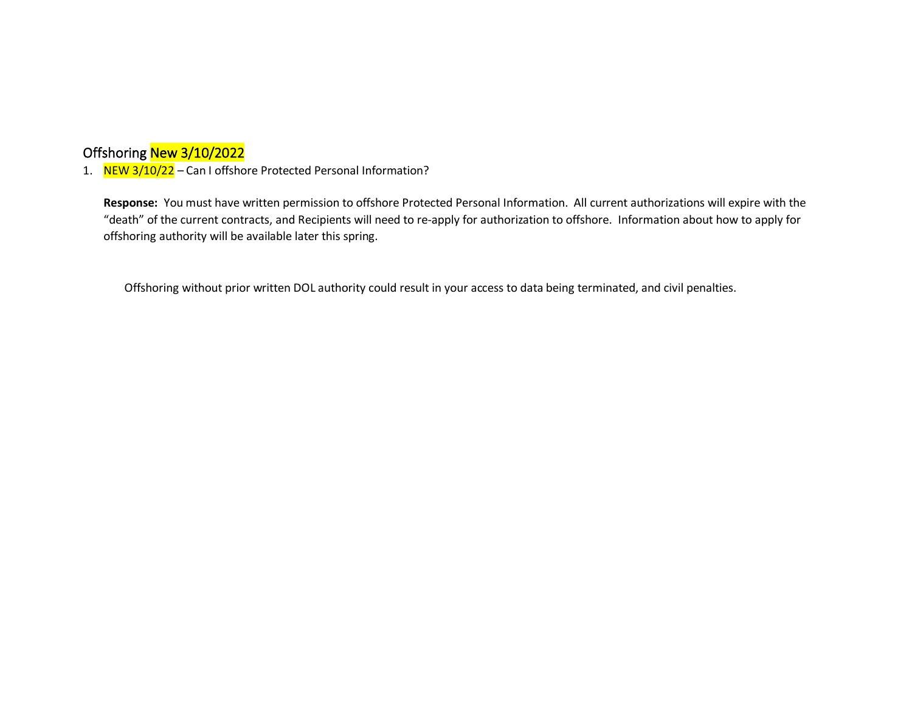## Offshoring New 3/10/2022

1. NEW 3/10/22 – Can I offshore Protected Personal Information?

   **Response:** You must have written permission to offshore Protected Personal Information. All current authorizations will expire with the "death" of the current contracts, and Recipients will need to re-apply for authorization to offshore. Information about how to apply for offshoring authority will be available later this spring.

   Offshoring without prior written DOL authority could result in your access to data being terminated, and civil penalties.